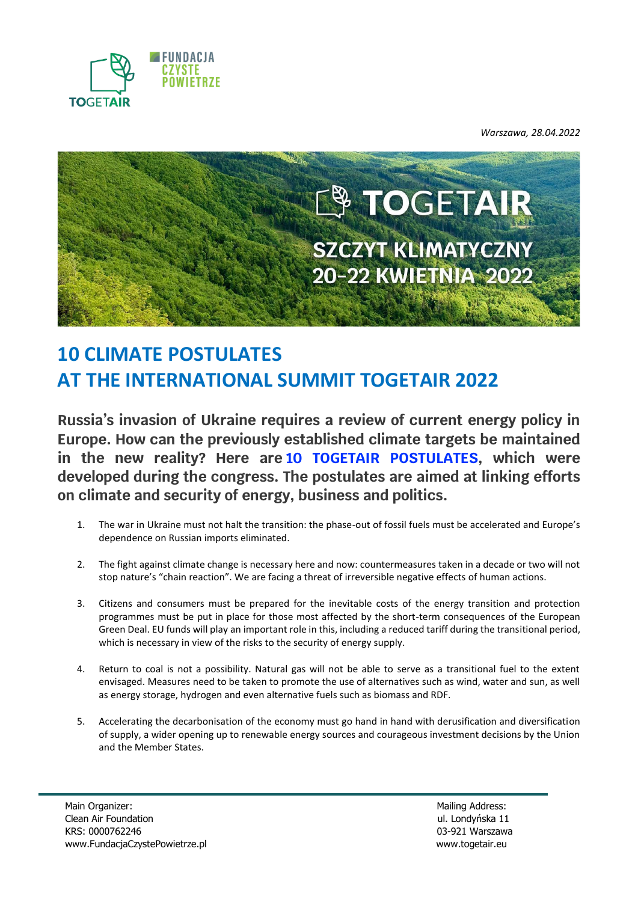FUNDACJA CZYSTE POWIETRZE

TOGETAIR

*Warszawa, 28.04.2022*

TOGETAIR

SZCZYT KLIMATYCZNY
20-22 KWIETNIA 2022

# 10 CLIMATE POSTULATES AT THE INTERNATIONAL SUMMIT TOGETAIR 2022

**Russia's invasion of Ukraine requires a review of current energy policy in Europe. How can the previously established climate targets be maintained in the new reality? Here are 10 TOGETAIR POSTULATES, which were developed during the congress. The postulates are aimed at linking efforts on climate and security of energy, business and politics.**

1. The war in Ukraine must not halt the transition: the phase-out of fossil fuels must be accelerated and Europe's dependence on Russian imports eliminated.

2. The fight against climate change is necessary here and now: countermeasures taken in a decade or two will not stop nature's "chain reaction". We are facing a threat of irreversible negative effects of human actions.

3. Citizens and consumers must be prepared for the inevitable costs of the energy transition and protection programmes must be put in place for those most affected by the short-term consequences of the European Green Deal. EU funds will play an important role in this, including a reduced tariff during the transitional period, which is necessary in view of the risks to the security of energy supply.

4. Return to coal is not a possibility. Natural gas will not be able to serve as a transitional fuel to the extent envisaged. Measures need to be taken to promote the use of alternatives such as wind, water and sun, as well as energy storage, hydrogen and even alternative fuels such as biomass and RDF.

5. Accelerating the decarbonisation of the economy must go hand in hand with derusification and diversification of supply, a wider opening up to renewable energy sources and courageous investment decisions by the Union and the Member States.

Main Organizer:
Clean Air Foundation
KRS: 0000762246
www.FundacjaCzystePowietrze.pl

Mailing Address:
ul. Londyńska 11
03-921 Warszawa
www.togetair.eu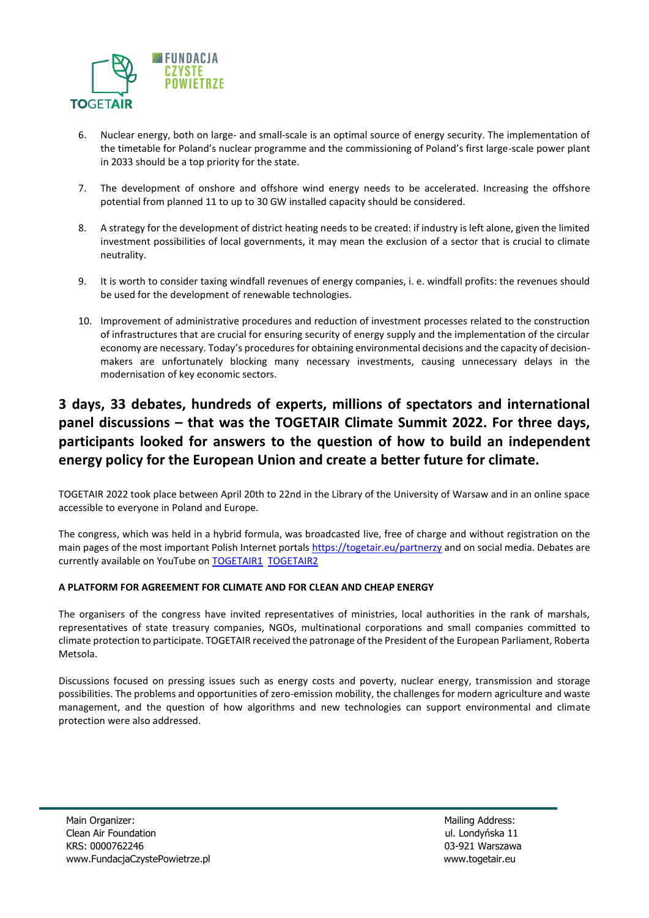6. Nuclear energy, both on large- and small-scale is an optimal source of energy security. The implementation of the timetable for Poland's nuclear programme and the commissioning of Poland's first large-scale power plant in 2033 should be a top priority for the state.

7. The development of onshore and offshore wind energy needs to be accelerated. Increasing the offshore potential from planned 11 to up to 30 GW installed capacity should be considered.

8. A strategy for the development of district heating needs to be created: if industry is left alone, given the limited investment possibilities of local governments, it may mean the exclusion of a sector that is crucial to climate neutrality.

9. It is worth to consider taxing windfall revenues of energy companies, i. e. windfall profits: the revenues should be used for the development of renewable technologies.

10. Improvement of administrative procedures and reduction of investment processes related to the construction of infrastructures that are crucial for ensuring security of energy supply and the implementation of the circular economy are necessary. Today's procedures for obtaining environmental decisions and the capacity of decision-makers are unfortunately blocking many necessary investments, causing unnecessary delays in the modernisation of key economic sectors.

## 3 days, 33 debates, hundreds of experts, millions of spectators and international panel discussions – that was the TOGETAIR Climate Summit 2022. For three days, participants looked for answers to the question of how to build an independent energy policy for the European Union and create a better future for climate.

TOGETAIR 2022 took place between April 20th to 22nd in the Library of the University of Warsaw and in an online space accessible to everyone in Poland and Europe.

The congress, which was held in a hybrid formula, was broadcasted live, free of charge and without registration on the main pages of the most important Polish Internet portals https://togetair.eu/partnerzy and on social media. Debates are currently available on YouTube on TOGETAIR1 TOGETAIR2

**A PLATFORM FOR AGREEMENT FOR CLIMATE AND FOR CLEAN AND CHEAP ENERGY**

The organisers of the congress have invited representatives of ministries, local authorities in the rank of marshals, representatives of state treasury companies, NGOs, multinational corporations and small companies committed to climate protection to participate. TOGETAIR received the patronage of the President of the European Parliament, Roberta Metsola.

Discussions focused on pressing issues such as energy costs and poverty, nuclear energy, transmission and storage possibilities. The problems and opportunities of zero-emission mobility, the challenges for modern agriculture and waste management, and the question of how algorithms and new technologies can support environmental and climate protection were also addressed.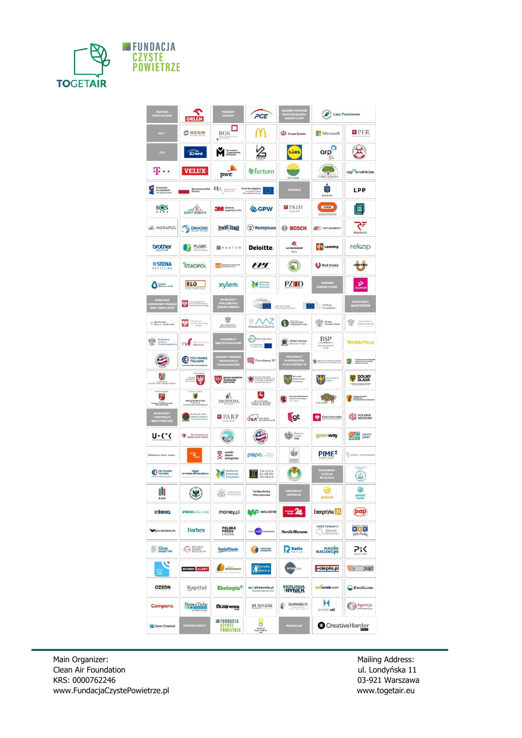**FUNDACJA CZYSTE POWIETRZE**

TOGETAIR

| | | | | | | |
|---|---|---|---|---|---|---|
| PARTNER STRATEGICZNY | ORLEN | PARTNER GŁÓWNY | PGE | GŁÓWNY PARTNER ŚRODOWISKOWO-KLIMATYCZNY | Lasy Państwowe | |
| ECO+ | KGHM | BGK | McDonald's | Grupa Żywiec | Microsoft | PFR |
| ECO | Enea | | | LIDL | arp | |
| T-Mobile | VELUX | pwc | fortum | | TERRA NOSTRA | arp e-vehicles |
| Fundusze Europejskie | Rzeczpospolita Polska | | Unia Europejska | PARTNER | Bank Pekao | LPP |
| BOŚ BANK | SAINT-GOBAIN | 3M Science. Applied to Life. | GPW | PAIH | | |
| MURAPOL | DANONE | ŻYWIEC ZDRÓJ | Westinghouse | BOSCH | PKP INTERCITY | POLREGIO |
| brother | PLGBC | HANTON | Deloitte. | KROSS | mLeasing | relοop |
| STENA RECYCLING | REKOPOL | | FPT | | Red Snake | UNITED |
| | RLG | xylem | Platforma Przemysłu Przyszłości | PZPD | PARTNER ENERGETYCZNY | TAURON |
| PATRONAT HONOROWY PREZESA RADY MINISTRÓW | | PATRONATY PARLAMENTU EUROPEJSKIEGO | | | Komisja Europejska | PATRONATY MINISTERSTW |
| Ministerstwo Klimatu i Środowiska | | | Ministerstwo Zdrowia | Ministerstwo Rolnictwa i Rozwoju Wsi | Ministerstwo Edukacji i Nauki | |
| Ministerstwo Rodziny i Polityki Społecznej | Ministerstwo Finansów | PARTNERZY MIĘDZYNARODOWI | Climate-KIC | Global Compact Network Poland | BSP | EURACTIV.pl |
| | CCI FRANCE POLOGNE | GŁÓWNY PARTNER ORGANIZACJI PRACODAWCÓW | Pracodawcy RP | PATRONATY MARSZAŁKÓW 16 WOJEWÓDZTW | | |
| | | | | | | DOLNY ŚLĄSK |
| | | MAŁOPOLSKA | | | | |
| PATRONATY I PARTNERZY MERYTORYCZNI | | PARP | | IGT | Biuro Rzecznika | POLSKIE REGIONY |
| U·C·K | | GW | | | greenway | powiat pilski |
| | | polski alarm smogowy | pspa | | PIME | |
| CCI FRANCE POLOGNE | | Platforma Przemysłu Przyszłości | ZWIĄZEK BANKÓW POLSKICH | | PATRONATY UCZELNI WYŻSZYCH | |
| AGH | | | Politechnika Warszawska | PARTNERZY MEDIALNI | polsat | polsat news |
| interia | interia ZIELONA | money.pl | naturalnie | Polskie Radio 24 | Energetyka24 | pap |
| RZECZPOSPOLITA | Forbes | POLSKA PRESS GRUPA | | Strefa Biznesu | AUDYTORIUM 17 | RDC |
| RADIO OLSZTYN | POLSKIE RADIO KOSZALIN | Radio Opole | | Radio Poznań | RADIO SZCZECIN | PiK |
| | BIZNES ALERT | | | smoglab | ciepło.pl | |
| OZEON | Kapitał | Ekologia | ecoekonomia.pl | EKOLOGIA i RYNEK | elektrorynek.com | EkoGuru |
| Comparic | Biznes Tuba | Business | BUSINESS | SILNANAUKI.PL | SMART ME | Agencja |
| Clear Channel | ORGANIZATORZY | FUNDACJA CZYSTE POWIETRZE | | PRODUCENT | CreativeHarder | |

Main Organizer:
Clean Air Foundation
KRS: 0000762246
www.FundacjaCzystePowietrze.pl

Mailing Address:
ul. Londyńska 11
03-921 Warszawa
www.togetair.eu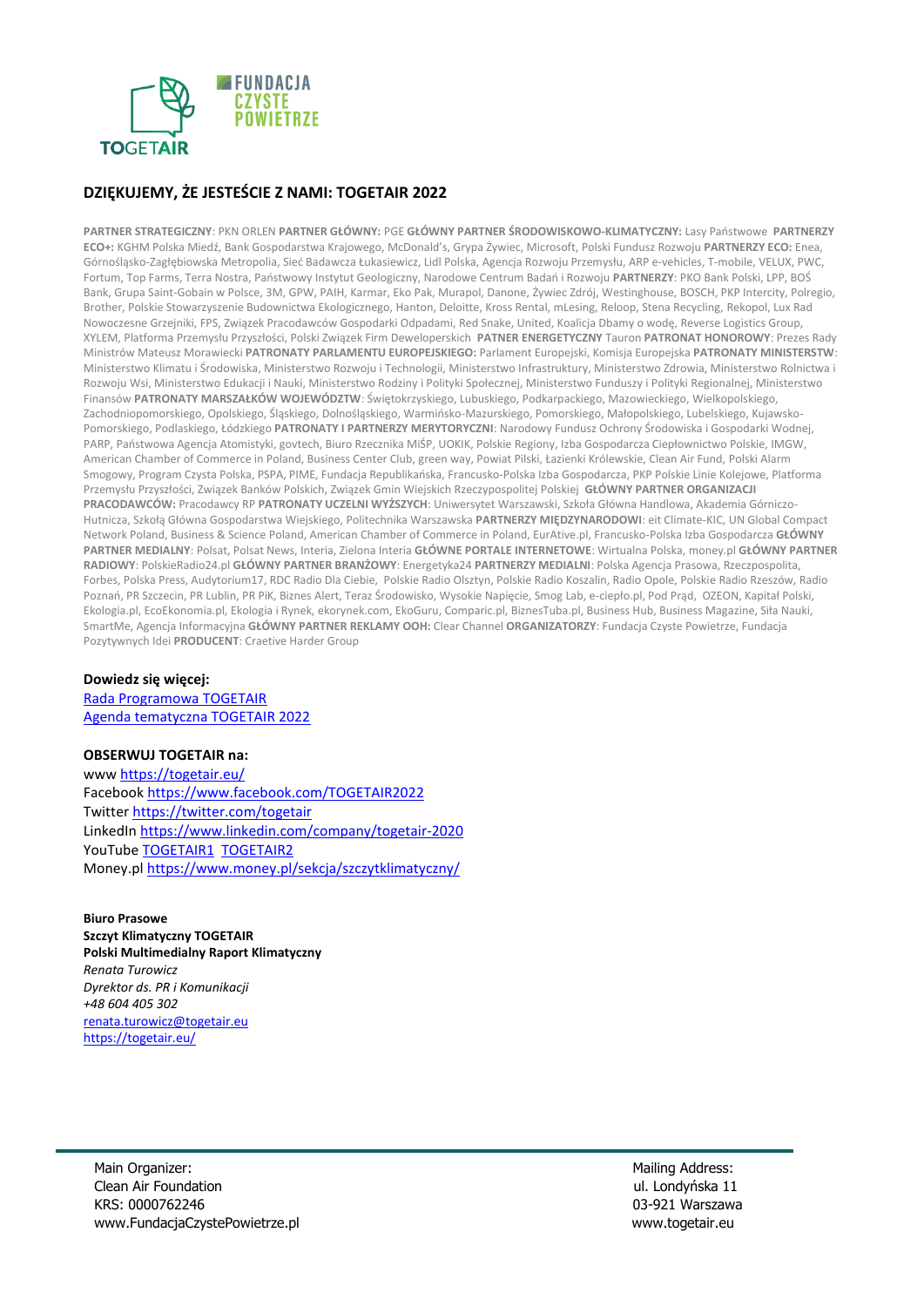## DZIĘKUJEMY, ŻE JESTEŚCIE Z NAMI: TOGETAIR 2022

**PARTNER STRATEGICZNY**: PKN ORLEN **PARTNER GŁÓWNY:** PGE **GŁÓWNY PARTNER ŚRODOWISKOWO-KLIMATYCZNY:** Lasy Państwowe **PARTNERZY ECO+:** KGHM Polska Miedź, Bank Gospodarstwa Krajowego, McDonald's, Grypa Żywiec, Microsoft, Polski Fundusz Rozwoju **PARTNERZY ECO:** Enea, Górnośląsko-Zagłębiowska Metropolia, Sieć Badawcza Łukasiewicz, Lidl Polska, Agencja Rozwoju Przemysłu, ARP e-vehicles, T-mobile, VELUX, PWC, Fortum, Top Farms, Terra Nostra, Państwowy Instytut Geologiczny, Narodowe Centrum Badań i Rozwoju **PARTNERZY**: PKO Bank Polski, LPP, BOŚ Bank, Grupa Saint-Gobain w Polsce, 3M, GPW, PAIH, Karmar, Eko Pak, Murapol, Danone, Żywiec Zdrój, Westinghouse, BOSCH, PKP Intercity, Polregio, Brother, Polskie Stowarzyszenie Budownictwa Ekologicznego, Hanton, Deloitte, Kross Rental, mLesing, Reloop, Stena Recycling, Rekopol, Lux Rad Nowoczesne Grzejniki, FPS, Związek Pracodawców Gospodarki Odpadami, Red Snake, United, Koalicja Dbamy o wodę, Reverse Logistics Group, XYLEM, Platforma Przemysłu Przyszłości, Polski Związek Firm Deweloperskich **PATNER ENERGETYCZNY** Tauron **PATRONAT HONOROWY**: Prezes Rady Ministrów Mateusz Morawiecki **PATRONATY PARLAMENTU EUROPEJSKIEGO:** Parlament Europejski, Komisja Europejska **PATRONATY MINISTERSTW**: Ministerstwo Klimatu i Środowiska, Ministerstwo Rozwoju i Technologii, Ministerstwo Infrastruktury, Ministerstwo Zdrowia, Ministerstwo Rolnictwa i Rozwoju Wsi, Ministerstwo Edukacji i Nauki, Ministerstwo Rodziny i Polityki Społecznej, Ministerstwo Funduszy i Polityki Regionalnej, Ministerstwo Finansów **PATRONATY MARSZAŁKÓW WOJEWÓDZTW**: Świętokrzyskiego, Lubuskiego, Podkarpackiego, Mazowieckiego, Wielkopolskiego, Zachodniopomorskiego, Opolskiego, Śląskiego, Dolnośląskiego, Warmińsko-Mazurskiego, Pomorskiego, Małopolskiego, Lubelskiego, Kujawsko-Pomorskiego, Podlaskiego, Łódzkiego **PATRONATY I PARTNERZY MERYTORYCZNI**: Narodowy Fundusz Ochrony Środowiska i Gospodarki Wodnej, PARP, Państwowa Agencja Atomistyki, govtech, Biuro Rzecznika MiŚP, UOKIK, Polskie Regiony, Izba Gospodarcza Ciepłownictwo Polskie, IMGW, American Chamber of Commerce in Poland, Business Center Club, green way, Powiat Pilski, Łazienki Królewskie, Clean Air Fund, Polski Alarm Smogowy, Program Czysta Polska, PSPA, PIME, Fundacja Republikańska, Francusko-Polska Izba Gospodarcza, PKP Polskie Linie Kolejowe, Platforma Przemysłu Przyszłości, Związek Banków Polskich, Związek Gmin Wiejskich Rzeczypospolitej Polskiej **GŁÓWNY PARTNER ORGANIZACJI PRACODAWCÓW:** Pracodawcy RP **PATRONATY UCZELNI WYŻSZYCH**: Uniwersytet Warszawski, Szkoła Główna Handlowa, Akademia Górniczo-Hutnicza, Szkołą Główna Gospodarstwa Wiejskiego, Politechnika Warszawska **PARTNERZY MIĘDZYNARODOWI**: eit Climate-KIC, UN Global Compact Network Poland, Business & Science Poland, American Chamber of Commerce in Poland, EurAtive.pl, Francusko-Polska Izba Gospodarcza **GŁÓWNY PARTNER MEDIALNY**: Polsat, Polsat News, Interia, Zielona Interia **GŁÓWNE PORTALE INTERNETOWE**: Wirtualna Polska, money.pl **GŁÓWNY PARTNER RADIOWY**: PolskieRadio24.pl **GŁÓWNY PARTNER BRANŻOWY**: Energetyka24 **PARTNERZY MEDIALNI**: Polska Agencja Prasowa, Rzeczpospolita, Forbes, Polska Press, Audytorium17, RDC Radio Dla Ciebie, Polskie Radio Olsztyn, Polskie Radio Koszalin, Radio Opole, Polskie Radio Rzeszów, Radio Poznań, PR Szczecin, PR Lublin, PR PiK, Biznes Alert, Teraz Środowisko, Wysokie Napięcie, Smog Lab, e-ciepło.pl, Pod Prąd, OZEON, Kapitał Polski, Ekologia.pl, EcoEkonomia.pl, Ekologia i Rynek, ekorynek.com, EkoGuru, Comparic.pl, BiznesTuba.pl, Business Hub, Business Magazine, Siła Nauki, SmartMe, Agencja Informacyjna **GŁÓWNY PARTNER REKLAMY OOH:** Clear Channel **ORGANIZATORZY**: Fundacja Czyste Powietrze, Fundacja Pozytywnych Idei **PRODUCENT**: Craetive Harder Group

**Dowiedz się więcej:**

[Rada Programowa TOGETAIR](#)
[Agenda tematyczna TOGETAIR 2022](#)

**OBSERWUJ TOGETAIR na:**

www https://togetair.eu/
Facebook https://www.facebook.com/TOGETAIR2022
Twitter https://twitter.com/togetair
LinkedIn https://www.linkedin.com/company/togetair-2020
YouTube TOGETAIR1 TOGETAIR2
Money.pl https://www.money.pl/sekcja/szczytklimatyczny/

**Biuro Prasowe**
**Szczyt Klimatyczny TOGETAIR**
**Polski Multimedialny Raport Klimatyczny**
*Renata Turowicz*
*Dyrektor ds. PR i Komunikacji*
*+48 604 405 302*
renata.turowicz@togetair.eu
https://togetair.eu/

Main Organizer:
Clean Air Foundation
KRS: 0000762246
www.FundacjaCzystePowietrze.pl

Mailing Address:
ul. Londyńska 11
03-921 Warszawa
www.togetair.eu